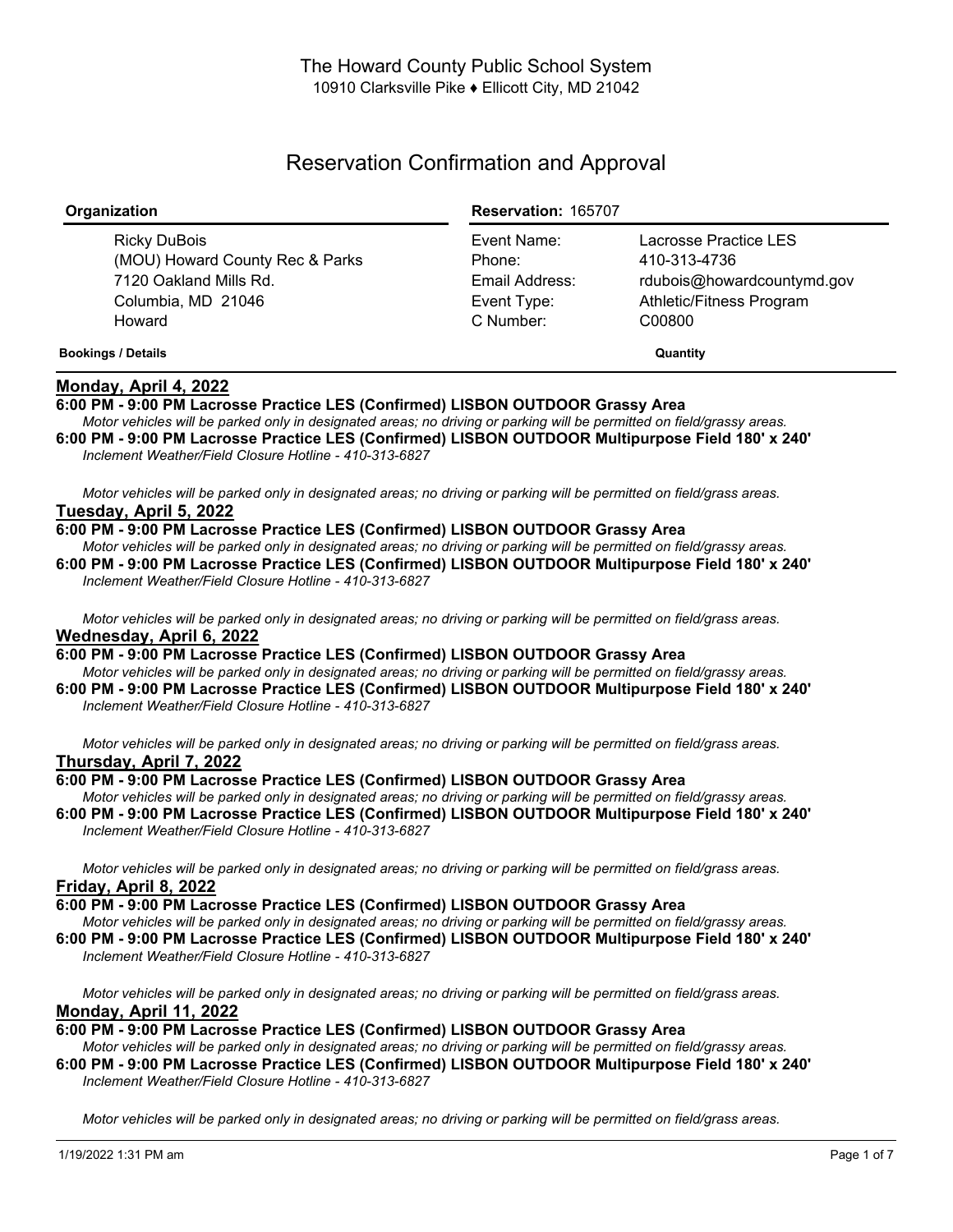The Howard County Public School System
10910 Clarksville Pike ♦ Ellicott City, MD 21042

# Reservation Confirmation and Approval

| Organization | Reservation: 165707 | |
|---|---|---|
| Ricky DuBois | Event Name: | Lacrosse Practice LES |
| (MOU) Howard County Rec & Parks | Phone: | 410-313-4736 |
| 7120 Oakland Mills Rd. | Email Address: | rdubois@howardcountymd.gov |
| Columbia, MD 21046 | Event Type: | Athletic/Fitness Program |
| Howard | C Number: | C00800 |

**Bookings / Details** **Quantity**

## Monday, April 4, 2022

**6:00 PM - 9:00 PM Lacrosse Practice LES (Confirmed) LISBON OUTDOOR Grassy Area**
*Motor vehicles will be parked only in designated areas; no driving or parking will be permitted on field/grassy areas.*
**6:00 PM - 9:00 PM Lacrosse Practice LES (Confirmed) LISBON OUTDOOR Multipurpose Field 180' x 240'**
*Inclement Weather/Field Closure Hotline - 410-313-6827*

*Motor vehicles will be parked only in designated areas; no driving or parking will be permitted on field/grass areas.*

## Tuesday, April 5, 2022

**6:00 PM - 9:00 PM Lacrosse Practice LES (Confirmed) LISBON OUTDOOR Grassy Area**
*Motor vehicles will be parked only in designated areas; no driving or parking will be permitted on field/grassy areas.*
**6:00 PM - 9:00 PM Lacrosse Practice LES (Confirmed) LISBON OUTDOOR Multipurpose Field 180' x 240'**
*Inclement Weather/Field Closure Hotline - 410-313-6827*

*Motor vehicles will be parked only in designated areas; no driving or parking will be permitted on field/grass areas.*

## Wednesday, April 6, 2022

**6:00 PM - 9:00 PM Lacrosse Practice LES (Confirmed) LISBON OUTDOOR Grassy Area**
*Motor vehicles will be parked only in designated areas; no driving or parking will be permitted on field/grassy areas.*
**6:00 PM - 9:00 PM Lacrosse Practice LES (Confirmed) LISBON OUTDOOR Multipurpose Field 180' x 240'**
*Inclement Weather/Field Closure Hotline - 410-313-6827*

*Motor vehicles will be parked only in designated areas; no driving or parking will be permitted on field/grass areas.*

## Thursday, April 7, 2022

**6:00 PM - 9:00 PM Lacrosse Practice LES (Confirmed) LISBON OUTDOOR Grassy Area**
*Motor vehicles will be parked only in designated areas; no driving or parking will be permitted on field/grassy areas.*
**6:00 PM - 9:00 PM Lacrosse Practice LES (Confirmed) LISBON OUTDOOR Multipurpose Field 180' x 240'**
*Inclement Weather/Field Closure Hotline - 410-313-6827*

*Motor vehicles will be parked only in designated areas; no driving or parking will be permitted on field/grass areas.*

## Friday, April 8, 2022

**6:00 PM - 9:00 PM Lacrosse Practice LES (Confirmed) LISBON OUTDOOR Grassy Area**
*Motor vehicles will be parked only in designated areas; no driving or parking will be permitted on field/grassy areas.*
**6:00 PM - 9:00 PM Lacrosse Practice LES (Confirmed) LISBON OUTDOOR Multipurpose Field 180' x 240'**
*Inclement Weather/Field Closure Hotline - 410-313-6827*

*Motor vehicles will be parked only in designated areas; no driving or parking will be permitted on field/grass areas.*

## Monday, April 11, 2022

**6:00 PM - 9:00 PM Lacrosse Practice LES (Confirmed) LISBON OUTDOOR Grassy Area**
*Motor vehicles will be parked only in designated areas; no driving or parking will be permitted on field/grassy areas.*
**6:00 PM - 9:00 PM Lacrosse Practice LES (Confirmed) LISBON OUTDOOR Multipurpose Field 180' x 240'**
*Inclement Weather/Field Closure Hotline - 410-313-6827*

*Motor vehicles will be parked only in designated areas; no driving or parking will be permitted on field/grass areas.*

1/19/2022 1:31 PM am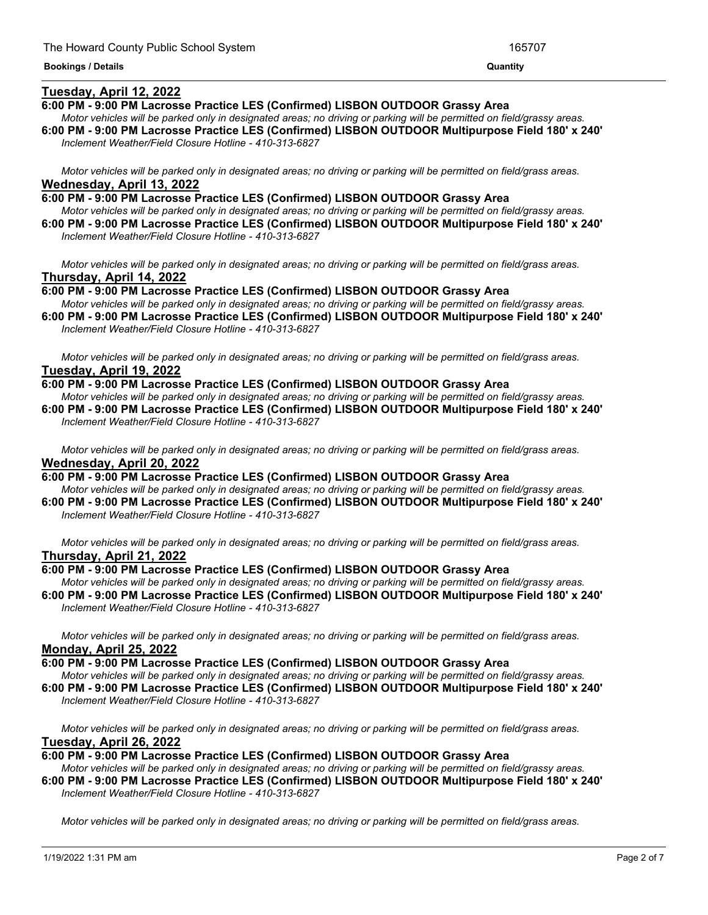**Bookings / Details** **Quantity**

## Tuesday, April 12, 2022

**6:00 PM - 9:00 PM Lacrosse Practice LES (Confirmed) LISBON OUTDOOR Grassy Area**

*Motor vehicles will be parked only in designated areas; no driving or parking will be permitted on field/grassy areas.*

**6:00 PM - 9:00 PM Lacrosse Practice LES (Confirmed) LISBON OUTDOOR Multipurpose Field 180' x 240'**

*Inclement Weather/Field Closure Hotline - 410-313-6827*

*Motor vehicles will be parked only in designated areas; no driving or parking will be permitted on field/grass areas.*

## Wednesday, April 13, 2022

**6:00 PM - 9:00 PM Lacrosse Practice LES (Confirmed) LISBON OUTDOOR Grassy Area**

*Motor vehicles will be parked only in designated areas; no driving or parking will be permitted on field/grassy areas.*

**6:00 PM - 9:00 PM Lacrosse Practice LES (Confirmed) LISBON OUTDOOR Multipurpose Field 180' x 240'**

*Inclement Weather/Field Closure Hotline - 410-313-6827*

*Motor vehicles will be parked only in designated areas; no driving or parking will be permitted on field/grass areas.*

## Thursday, April 14, 2022

**6:00 PM - 9:00 PM Lacrosse Practice LES (Confirmed) LISBON OUTDOOR Grassy Area**

*Motor vehicles will be parked only in designated areas; no driving or parking will be permitted on field/grassy areas.*

**6:00 PM - 9:00 PM Lacrosse Practice LES (Confirmed) LISBON OUTDOOR Multipurpose Field 180' x 240'**

*Inclement Weather/Field Closure Hotline - 410-313-6827*

*Motor vehicles will be parked only in designated areas; no driving or parking will be permitted on field/grass areas.*

## Tuesday, April 19, 2022

**6:00 PM - 9:00 PM Lacrosse Practice LES (Confirmed) LISBON OUTDOOR Grassy Area**

*Motor vehicles will be parked only in designated areas; no driving or parking will be permitted on field/grassy areas.*

**6:00 PM - 9:00 PM Lacrosse Practice LES (Confirmed) LISBON OUTDOOR Multipurpose Field 180' x 240'**

*Inclement Weather/Field Closure Hotline - 410-313-6827*

*Motor vehicles will be parked only in designated areas; no driving or parking will be permitted on field/grass areas.*

## Wednesday, April 20, 2022

**6:00 PM - 9:00 PM Lacrosse Practice LES (Confirmed) LISBON OUTDOOR Grassy Area**

*Motor vehicles will be parked only in designated areas; no driving or parking will be permitted on field/grassy areas.*

**6:00 PM - 9:00 PM Lacrosse Practice LES (Confirmed) LISBON OUTDOOR Multipurpose Field 180' x 240'**

*Inclement Weather/Field Closure Hotline - 410-313-6827*

*Motor vehicles will be parked only in designated areas; no driving or parking will be permitted on field/grass areas.*

## Thursday, April 21, 2022

**6:00 PM - 9:00 PM Lacrosse Practice LES (Confirmed) LISBON OUTDOOR Grassy Area**

*Motor vehicles will be parked only in designated areas; no driving or parking will be permitted on field/grassy areas.*

**6:00 PM - 9:00 PM Lacrosse Practice LES (Confirmed) LISBON OUTDOOR Multipurpose Field 180' x 240'**

*Inclement Weather/Field Closure Hotline - 410-313-6827*

*Motor vehicles will be parked only in designated areas; no driving or parking will be permitted on field/grass areas.*

## Monday, April 25, 2022

**6:00 PM - 9:00 PM Lacrosse Practice LES (Confirmed) LISBON OUTDOOR Grassy Area**

*Motor vehicles will be parked only in designated areas; no driving or parking will be permitted on field/grassy areas.*

**6:00 PM - 9:00 PM Lacrosse Practice LES (Confirmed) LISBON OUTDOOR Multipurpose Field 180' x 240'**

*Inclement Weather/Field Closure Hotline - 410-313-6827*

*Motor vehicles will be parked only in designated areas; no driving or parking will be permitted on field/grass areas.*

## Tuesday, April 26, 2022

**6:00 PM - 9:00 PM Lacrosse Practice LES (Confirmed) LISBON OUTDOOR Grassy Area**

*Motor vehicles will be parked only in designated areas; no driving or parking will be permitted on field/grassy areas.*

**6:00 PM - 9:00 PM Lacrosse Practice LES (Confirmed) LISBON OUTDOOR Multipurpose Field 180' x 240'**

*Inclement Weather/Field Closure Hotline - 410-313-6827*

*Motor vehicles will be parked only in designated areas; no driving or parking will be permitted on field/grass areas.*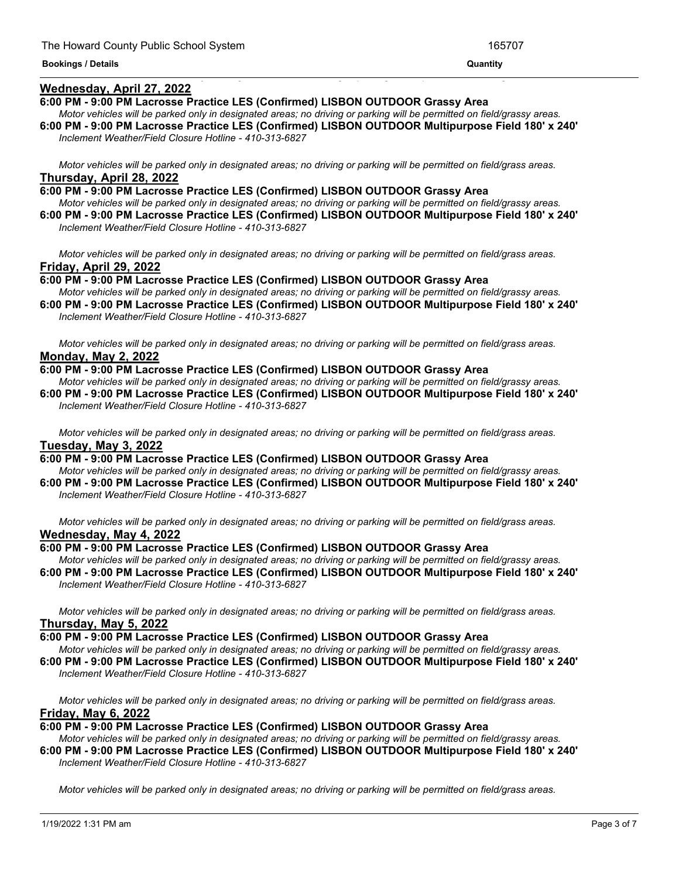**Bookings / Details** | **Quantity**

## Wednesday, April 27, 2022

**6:00 PM - 9:00 PM Lacrosse Practice LES (Confirmed) LISBON OUTDOOR Grassy Area**

*Motor vehicles will be parked only in designated areas; no driving or parking will be permitted on field/grassy areas.*

**6:00 PM - 9:00 PM Lacrosse Practice LES (Confirmed) LISBON OUTDOOR Multipurpose Field 180' x 240'**

*Inclement Weather/Field Closure Hotline - 410-313-6827*

*Motor vehicles will be parked only in designated areas; no driving or parking will be permitted on field/grass areas.*

## Thursday, April 28, 2022

**6:00 PM - 9:00 PM Lacrosse Practice LES (Confirmed) LISBON OUTDOOR Grassy Area**

*Motor vehicles will be parked only in designated areas; no driving or parking will be permitted on field/grassy areas.*

**6:00 PM - 9:00 PM Lacrosse Practice LES (Confirmed) LISBON OUTDOOR Multipurpose Field 180' x 240'**

*Inclement Weather/Field Closure Hotline - 410-313-6827*

*Motor vehicles will be parked only in designated areas; no driving or parking will be permitted on field/grass areas.*

## Friday, April 29, 2022

**6:00 PM - 9:00 PM Lacrosse Practice LES (Confirmed) LISBON OUTDOOR Grassy Area**

*Motor vehicles will be parked only in designated areas; no driving or parking will be permitted on field/grassy areas.*

**6:00 PM - 9:00 PM Lacrosse Practice LES (Confirmed) LISBON OUTDOOR Multipurpose Field 180' x 240'**

*Inclement Weather/Field Closure Hotline - 410-313-6827*

*Motor vehicles will be parked only in designated areas; no driving or parking will be permitted on field/grass areas.*

## Monday, May 2, 2022

**6:00 PM - 9:00 PM Lacrosse Practice LES (Confirmed) LISBON OUTDOOR Grassy Area**

*Motor vehicles will be parked only in designated areas; no driving or parking will be permitted on field/grassy areas.*

**6:00 PM - 9:00 PM Lacrosse Practice LES (Confirmed) LISBON OUTDOOR Multipurpose Field 180' x 240'**

*Inclement Weather/Field Closure Hotline - 410-313-6827*

*Motor vehicles will be parked only in designated areas; no driving or parking will be permitted on field/grass areas.*

## Tuesday, May 3, 2022

**6:00 PM - 9:00 PM Lacrosse Practice LES (Confirmed) LISBON OUTDOOR Grassy Area**

*Motor vehicles will be parked only in designated areas; no driving or parking will be permitted on field/grassy areas.*

**6:00 PM - 9:00 PM Lacrosse Practice LES (Confirmed) LISBON OUTDOOR Multipurpose Field 180' x 240'**

*Inclement Weather/Field Closure Hotline - 410-313-6827*

*Motor vehicles will be parked only in designated areas; no driving or parking will be permitted on field/grass areas.*

## Wednesday, May 4, 2022

**6:00 PM - 9:00 PM Lacrosse Practice LES (Confirmed) LISBON OUTDOOR Grassy Area**

*Motor vehicles will be parked only in designated areas; no driving or parking will be permitted on field/grassy areas.*

**6:00 PM - 9:00 PM Lacrosse Practice LES (Confirmed) LISBON OUTDOOR Multipurpose Field 180' x 240'**

*Inclement Weather/Field Closure Hotline - 410-313-6827*

*Motor vehicles will be parked only in designated areas; no driving or parking will be permitted on field/grass areas.*

## Thursday, May 5, 2022

**6:00 PM - 9:00 PM Lacrosse Practice LES (Confirmed) LISBON OUTDOOR Grassy Area**

*Motor vehicles will be parked only in designated areas; no driving or parking will be permitted on field/grassy areas.*

**6:00 PM - 9:00 PM Lacrosse Practice LES (Confirmed) LISBON OUTDOOR Multipurpose Field 180' x 240'**

*Inclement Weather/Field Closure Hotline - 410-313-6827*

*Motor vehicles will be parked only in designated areas; no driving or parking will be permitted on field/grass areas.*

## Friday, May 6, 2022

**6:00 PM - 9:00 PM Lacrosse Practice LES (Confirmed) LISBON OUTDOOR Grassy Area**

*Motor vehicles will be parked only in designated areas; no driving or parking will be permitted on field/grassy areas.*

**6:00 PM - 9:00 PM Lacrosse Practice LES (Confirmed) LISBON OUTDOOR Multipurpose Field 180' x 240'**

*Inclement Weather/Field Closure Hotline - 410-313-6827*

*Motor vehicles will be parked only in designated areas; no driving or parking will be permitted on field/grassy areas.*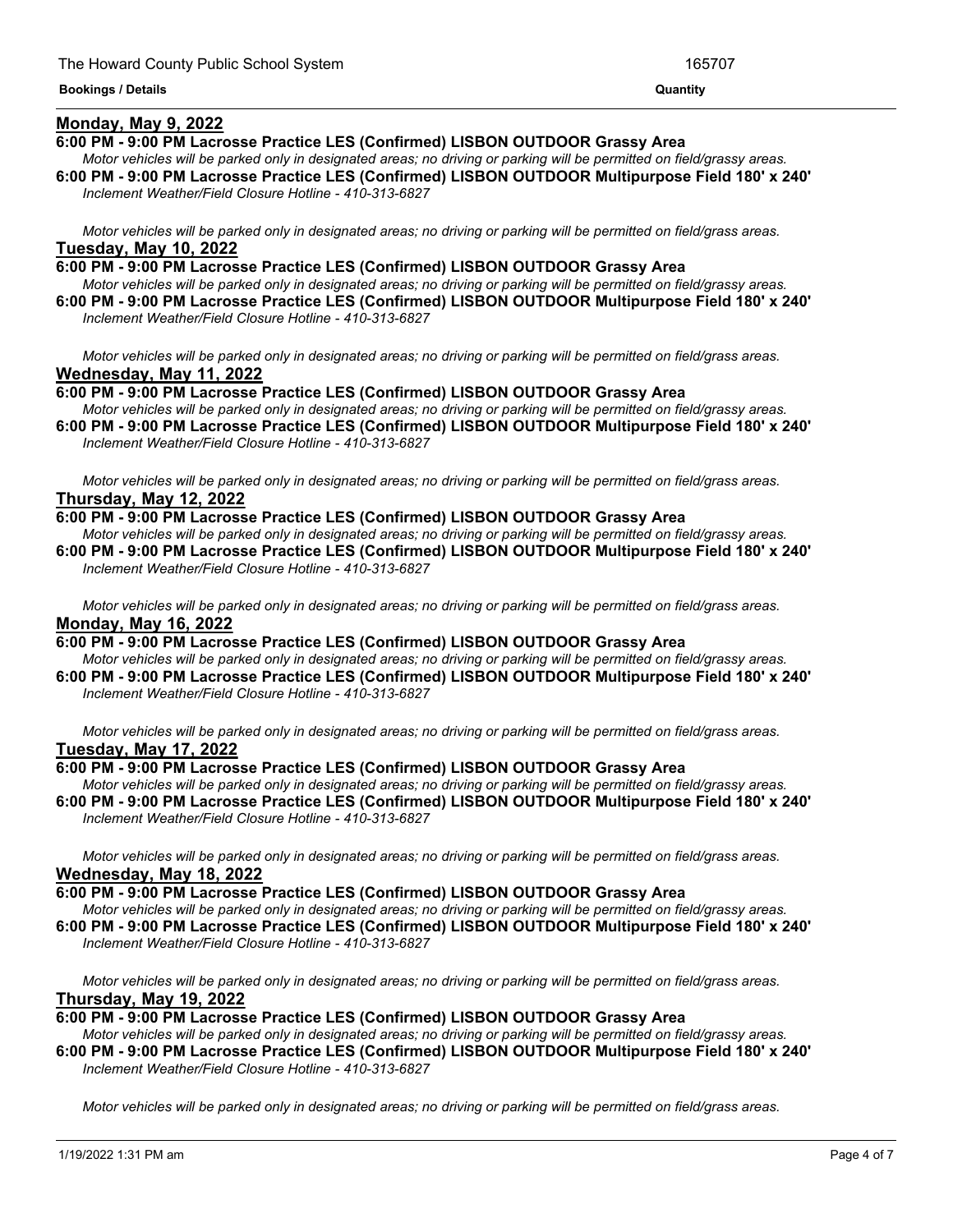**Bookings / Details** **Quantity**

## Monday, May 9, 2022

**6:00 PM - 9:00 PM Lacrosse Practice LES (Confirmed) LISBON OUTDOOR Grassy Area**

*Motor vehicles will be parked only in designated areas; no driving or parking will be permitted on field/grassy areas.*

**6:00 PM - 9:00 PM Lacrosse Practice LES (Confirmed) LISBON OUTDOOR Multipurpose Field 180' x 240'**

*Inclement Weather/Field Closure Hotline - 410-313-6827*

*Motor vehicles will be parked only in designated areas; no driving or parking will be permitted on field/grass areas.*

## Tuesday, May 10, 2022

**6:00 PM - 9:00 PM Lacrosse Practice LES (Confirmed) LISBON OUTDOOR Grassy Area**

*Motor vehicles will be parked only in designated areas; no driving or parking will be permitted on field/grassy areas.*

**6:00 PM - 9:00 PM Lacrosse Practice LES (Confirmed) LISBON OUTDOOR Multipurpose Field 180' x 240'**

*Inclement Weather/Field Closure Hotline - 410-313-6827*

*Motor vehicles will be parked only in designated areas; no driving or parking will be permitted on field/grass areas.*

## Wednesday, May 11, 2022

**6:00 PM - 9:00 PM Lacrosse Practice LES (Confirmed) LISBON OUTDOOR Grassy Area**

*Motor vehicles will be parked only in designated areas; no driving or parking will be permitted on field/grassy areas.*

**6:00 PM - 9:00 PM Lacrosse Practice LES (Confirmed) LISBON OUTDOOR Multipurpose Field 180' x 240'**

*Inclement Weather/Field Closure Hotline - 410-313-6827*

*Motor vehicles will be parked only in designated areas; no driving or parking will be permitted on field/grass areas.*

## Thursday, May 12, 2022

**6:00 PM - 9:00 PM Lacrosse Practice LES (Confirmed) LISBON OUTDOOR Grassy Area**

*Motor vehicles will be parked only in designated areas; no driving or parking will be permitted on field/grassy areas.*

**6:00 PM - 9:00 PM Lacrosse Practice LES (Confirmed) LISBON OUTDOOR Multipurpose Field 180' x 240'**

*Inclement Weather/Field Closure Hotline - 410-313-6827*

*Motor vehicles will be parked only in designated areas; no driving or parking will be permitted on field/grass areas.*

## Monday, May 16, 2022

**6:00 PM - 9:00 PM Lacrosse Practice LES (Confirmed) LISBON OUTDOOR Grassy Area**

*Motor vehicles will be parked only in designated areas; no driving or parking will be permitted on field/grassy areas.*

**6:00 PM - 9:00 PM Lacrosse Practice LES (Confirmed) LISBON OUTDOOR Multipurpose Field 180' x 240'**

*Inclement Weather/Field Closure Hotline - 410-313-6827*

*Motor vehicles will be parked only in designated areas; no driving or parking will be permitted on field/grass areas.*

## Tuesday, May 17, 2022

**6:00 PM - 9:00 PM Lacrosse Practice LES (Confirmed) LISBON OUTDOOR Grassy Area**

*Motor vehicles will be parked only in designated areas; no driving or parking will be permitted on field/grassy areas.*

**6:00 PM - 9:00 PM Lacrosse Practice LES (Confirmed) LISBON OUTDOOR Multipurpose Field 180' x 240'**

*Inclement Weather/Field Closure Hotline - 410-313-6827*

*Motor vehicles will be parked only in designated areas; no driving or parking will be permitted on field/grass areas.*

## Wednesday, May 18, 2022

**6:00 PM - 9:00 PM Lacrosse Practice LES (Confirmed) LISBON OUTDOOR Grassy Area**

*Motor vehicles will be parked only in designated areas; no driving or parking will be permitted on field/grassy areas.*

**6:00 PM - 9:00 PM Lacrosse Practice LES (Confirmed) LISBON OUTDOOR Multipurpose Field 180' x 240'**

*Inclement Weather/Field Closure Hotline - 410-313-6827*

*Motor vehicles will be parked only in designated areas; no driving or parking will be permitted on field/grass areas.*

## Thursday, May 19, 2022

**6:00 PM - 9:00 PM Lacrosse Practice LES (Confirmed) LISBON OUTDOOR Grassy Area**

*Motor vehicles will be parked only in designated areas; no driving or parking will be permitted on field/grassy areas.*

**6:00 PM - 9:00 PM Lacrosse Practice LES (Confirmed) LISBON OUTDOOR Multipurpose Field 180' x 240'**

*Inclement Weather/Field Closure Hotline - 410-313-6827*

*Motor vehicles will be parked only in designated areas; no driving or parking will be permitted on field/grass areas.*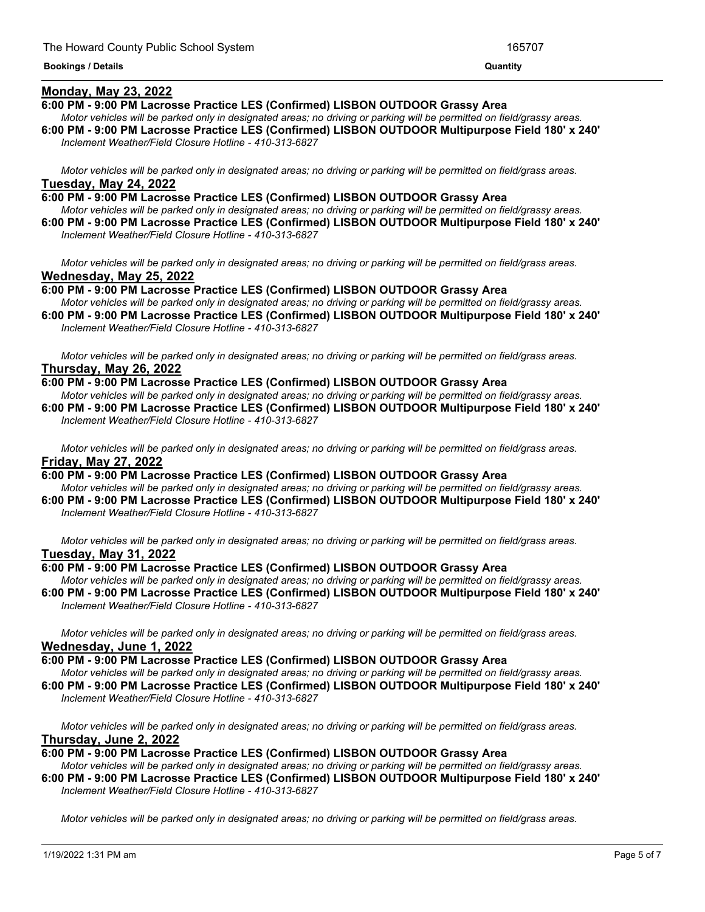**Bookings / Details** | **Quantity**

**Monday, May 23, 2022**

**6:00 PM - 9:00 PM Lacrosse Practice LES (Confirmed) LISBON OUTDOOR Grassy Area**

*Motor vehicles will be parked only in designated areas; no driving or parking will be permitted on field/grassy areas.*

**6:00 PM - 9:00 PM Lacrosse Practice LES (Confirmed) LISBON OUTDOOR Multipurpose Field 180' x 240'**

*Inclement Weather/Field Closure Hotline - 410-313-6827*

*Motor vehicles will be parked only in designated areas; no driving or parking will be permitted on field/grass areas.*

**Tuesday, May 24, 2022**

**6:00 PM - 9:00 PM Lacrosse Practice LES (Confirmed) LISBON OUTDOOR Grassy Area**

*Motor vehicles will be parked only in designated areas; no driving or parking will be permitted on field/grassy areas.*

**6:00 PM - 9:00 PM Lacrosse Practice LES (Confirmed) LISBON OUTDOOR Multipurpose Field 180' x 240'**

*Inclement Weather/Field Closure Hotline - 410-313-6827*

*Motor vehicles will be parked only in designated areas; no driving or parking will be permitted on field/grass areas.*

**Wednesday, May 25, 2022**

**6:00 PM - 9:00 PM Lacrosse Practice LES (Confirmed) LISBON OUTDOOR Grassy Area**

*Motor vehicles will be parked only in designated areas; no driving or parking will be permitted on field/grassy areas.*

**6:00 PM - 9:00 PM Lacrosse Practice LES (Confirmed) LISBON OUTDOOR Multipurpose Field 180' x 240'**

*Inclement Weather/Field Closure Hotline - 410-313-6827*

*Motor vehicles will be parked only in designated areas; no driving or parking will be permitted on field/grass areas.*

**Thursday, May 26, 2022**

**6:00 PM - 9:00 PM Lacrosse Practice LES (Confirmed) LISBON OUTDOOR Grassy Area**

*Motor vehicles will be parked only in designated areas; no driving or parking will be permitted on field/grassy areas.*

**6:00 PM - 9:00 PM Lacrosse Practice LES (Confirmed) LISBON OUTDOOR Multipurpose Field 180' x 240'**

*Inclement Weather/Field Closure Hotline - 410-313-6827*

*Motor vehicles will be parked only in designated areas; no driving or parking will be permitted on field/grass areas.*

**Friday, May 27, 2022**

**6:00 PM - 9:00 PM Lacrosse Practice LES (Confirmed) LISBON OUTDOOR Grassy Area**

*Motor vehicles will be parked only in designated areas; no driving or parking will be permitted on field/grassy areas.*

**6:00 PM - 9:00 PM Lacrosse Practice LES (Confirmed) LISBON OUTDOOR Multipurpose Field 180' x 240'**

*Inclement Weather/Field Closure Hotline - 410-313-6827*

*Motor vehicles will be parked only in designated areas; no driving or parking will be permitted on field/grass areas.*

**Tuesday, May 31, 2022**

**6:00 PM - 9:00 PM Lacrosse Practice LES (Confirmed) LISBON OUTDOOR Grassy Area**

*Motor vehicles will be parked only in designated areas; no driving or parking will be permitted on field/grassy areas.*

**6:00 PM - 9:00 PM Lacrosse Practice LES (Confirmed) LISBON OUTDOOR Multipurpose Field 180' x 240'**

*Inclement Weather/Field Closure Hotline - 410-313-6827*

*Motor vehicles will be parked only in designated areas; no driving or parking will be permitted on field/grass areas.*

**Wednesday, June 1, 2022**

**6:00 PM - 9:00 PM Lacrosse Practice LES (Confirmed) LISBON OUTDOOR Grassy Area**

*Motor vehicles will be parked only in designated areas; no driving or parking will be permitted on field/grassy areas.*

**6:00 PM - 9:00 PM Lacrosse Practice LES (Confirmed) LISBON OUTDOOR Multipurpose Field 180' x 240'**

*Inclement Weather/Field Closure Hotline - 410-313-6827*

*Motor vehicles will be parked only in designated areas; no driving or parking will be permitted on field/grass areas.*

**Thursday, June 2, 2022**

**6:00 PM - 9:00 PM Lacrosse Practice LES (Confirmed) LISBON OUTDOOR Grassy Area**

*Motor vehicles will be parked only in designated areas; no driving or parking will be permitted on field/grassy areas.*

**6:00 PM - 9:00 PM Lacrosse Practice LES (Confirmed) LISBON OUTDOOR Multipurpose Field 180' x 240'**

*Inclement Weather/Field Closure Hotline - 410-313-6827*

*Motor vehicles will be parked only in designated areas; no driving or parking will be permitted on field/grassy areas.*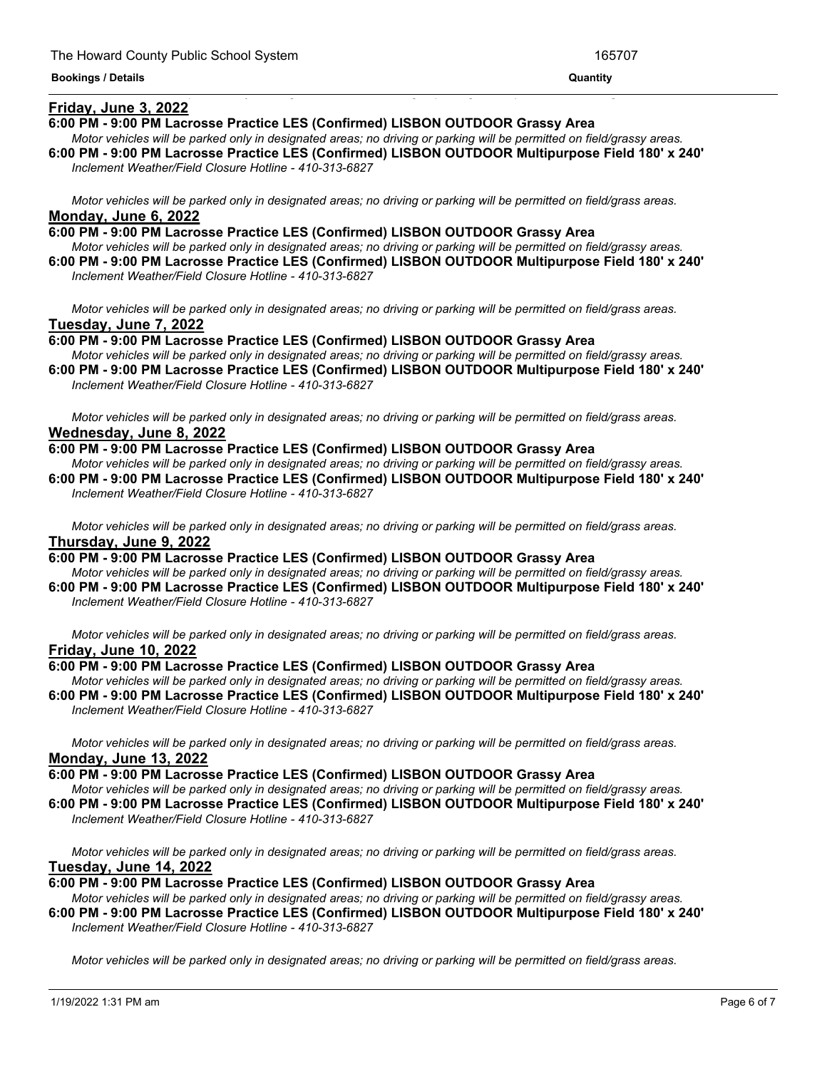**Friday, June 3, 2022**

**6:00 PM - 9:00 PM Lacrosse Practice LES (Confirmed) LISBON OUTDOOR Grassy Area**

*Motor vehicles will be parked only in designated areas; no driving or parking will be permitted on field/grassy areas.*

**6:00 PM - 9:00 PM Lacrosse Practice LES (Confirmed) LISBON OUTDOOR Multipurpose Field 180' x 240'**

*Inclement Weather/Field Closure Hotline - 410-313-6827*

*Motor vehicles will be parked only in designated areas; no driving or parking will be permitted on field/grass areas.*

**Monday, June 6, 2022**

**6:00 PM - 9:00 PM Lacrosse Practice LES (Confirmed) LISBON OUTDOOR Grassy Area**

*Motor vehicles will be parked only in designated areas; no driving or parking will be permitted on field/grassy areas.*

**6:00 PM - 9:00 PM Lacrosse Practice LES (Confirmed) LISBON OUTDOOR Multipurpose Field 180' x 240'**

*Inclement Weather/Field Closure Hotline - 410-313-6827*

*Motor vehicles will be parked only in designated areas; no driving or parking will be permitted on field/grass areas.*

**Tuesday, June 7, 2022**

**6:00 PM - 9:00 PM Lacrosse Practice LES (Confirmed) LISBON OUTDOOR Grassy Area**

*Motor vehicles will be parked only in designated areas; no driving or parking will be permitted on field/grassy areas.*

**6:00 PM - 9:00 PM Lacrosse Practice LES (Confirmed) LISBON OUTDOOR Multipurpose Field 180' x 240'**

*Inclement Weather/Field Closure Hotline - 410-313-6827*

*Motor vehicles will be parked only in designated areas; no driving or parking will be permitted on field/grass areas.*

**Wednesday, June 8, 2022**

**6:00 PM - 9:00 PM Lacrosse Practice LES (Confirmed) LISBON OUTDOOR Grassy Area**

*Motor vehicles will be parked only in designated areas; no driving or parking will be permitted on field/grassy areas.*

**6:00 PM - 9:00 PM Lacrosse Practice LES (Confirmed) LISBON OUTDOOR Multipurpose Field 180' x 240'**

*Inclement Weather/Field Closure Hotline - 410-313-6827*

*Motor vehicles will be parked only in designated areas; no driving or parking will be permitted on field/grass areas.*

**Thursday, June 9, 2022**

**6:00 PM - 9:00 PM Lacrosse Practice LES (Confirmed) LISBON OUTDOOR Grassy Area**

*Motor vehicles will be parked only in designated areas; no driving or parking will be permitted on field/grassy areas.*

**6:00 PM - 9:00 PM Lacrosse Practice LES (Confirmed) LISBON OUTDOOR Multipurpose Field 180' x 240'**

*Inclement Weather/Field Closure Hotline - 410-313-6827*

*Motor vehicles will be parked only in designated areas; no driving or parking will be permitted on field/grass areas.*

**Friday, June 10, 2022**

**6:00 PM - 9:00 PM Lacrosse Practice LES (Confirmed) LISBON OUTDOOR Grassy Area**

*Motor vehicles will be parked only in designated areas; no driving or parking will be permitted on field/grassy areas.*

**6:00 PM - 9:00 PM Lacrosse Practice LES (Confirmed) LISBON OUTDOOR Multipurpose Field 180' x 240'**

*Inclement Weather/Field Closure Hotline - 410-313-6827*

*Motor vehicles will be parked only in designated areas; no driving or parking will be permitted on field/grass areas.*

**Monday, June 13, 2022**

**6:00 PM - 9:00 PM Lacrosse Practice LES (Confirmed) LISBON OUTDOOR Grassy Area**

*Motor vehicles will be parked only in designated areas; no driving or parking will be permitted on field/grassy areas.*

**6:00 PM - 9:00 PM Lacrosse Practice LES (Confirmed) LISBON OUTDOOR Multipurpose Field 180' x 240'**

*Inclement Weather/Field Closure Hotline - 410-313-6827*

*Motor vehicles will be parked only in designated areas; no driving or parking will be permitted on field/grass areas.*

**Tuesday, June 14, 2022**

**6:00 PM - 9:00 PM Lacrosse Practice LES (Confirmed) LISBON OUTDOOR Grassy Area**

*Motor vehicles will be parked only in designated areas; no driving or parking will be permitted on field/grassy areas.*

**6:00 PM - 9:00 PM Lacrosse Practice LES (Confirmed) LISBON OUTDOOR Multipurpose Field 180' x 240'**

*Inclement Weather/Field Closure Hotline - 410-313-6827*

*Motor vehicles will be parked only in designated areas; no driving or parking will be permitted on field/grass areas.*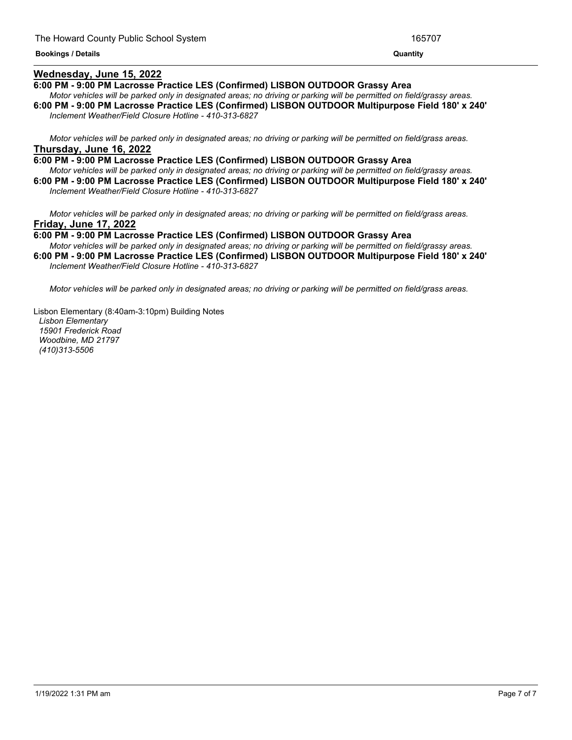**Bookings / Details** **Quantity**

## Wednesday, June 15, 2022

**6:00 PM - 9:00 PM Lacrosse Practice LES (Confirmed) LISBON OUTDOOR Grassy Area**

*Motor vehicles will be parked only in designated areas; no driving or parking will be permitted on field/grassy areas.*

**6:00 PM - 9:00 PM Lacrosse Practice LES (Confirmed) LISBON OUTDOOR Multipurpose Field 180' x 240'**

*Inclement Weather/Field Closure Hotline - 410-313-6827*

*Motor vehicles will be parked only in designated areas; no driving or parking will be permitted on field/grass areas.*

## Thursday, June 16, 2022

**6:00 PM - 9:00 PM Lacrosse Practice LES (Confirmed) LISBON OUTDOOR Grassy Area**

*Motor vehicles will be parked only in designated areas; no driving or parking will be permitted on field/grassy areas.*

**6:00 PM - 9:00 PM Lacrosse Practice LES (Confirmed) LISBON OUTDOOR Multipurpose Field 180' x 240'**

*Inclement Weather/Field Closure Hotline - 410-313-6827*

*Motor vehicles will be parked only in designated areas; no driving or parking will be permitted on field/grass areas.*

## Friday, June 17, 2022

**6:00 PM - 9:00 PM Lacrosse Practice LES (Confirmed) LISBON OUTDOOR Grassy Area**

*Motor vehicles will be parked only in designated areas; no driving or parking will be permitted on field/grassy areas.*

**6:00 PM - 9:00 PM Lacrosse Practice LES (Confirmed) LISBON OUTDOOR Multipurpose Field 180' x 240'**

*Inclement Weather/Field Closure Hotline - 410-313-6827*

*Motor vehicles will be parked only in designated areas; no driving or parking will be permitted on field/grass areas.*

Lisbon Elementary (8:40am-3:10pm) Building Notes

*Lisbon Elementary*
*15901 Frederick Road*
*Woodbine, MD 21797*
*(410)313-5506*